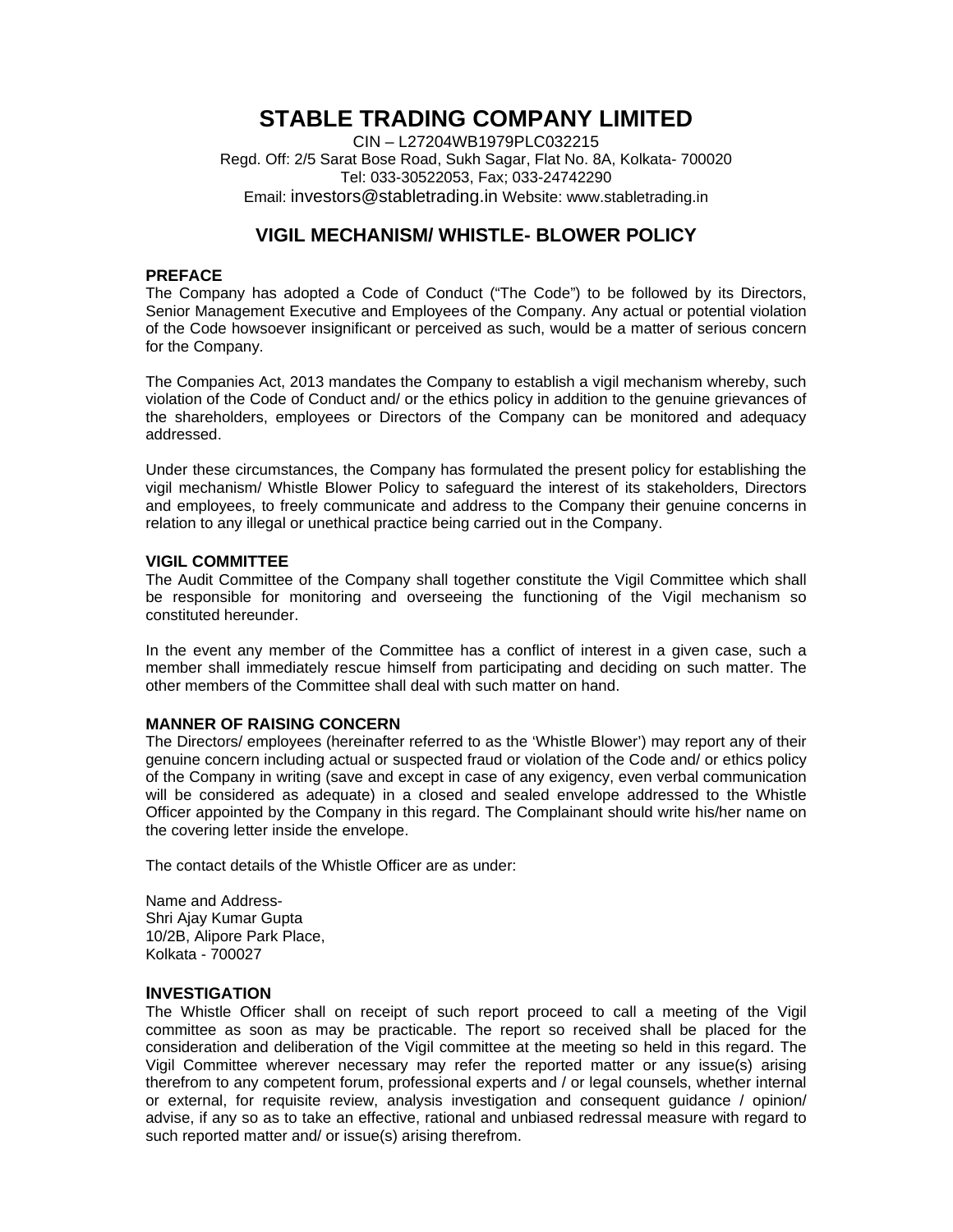# STABLE TRADING COMPANY LIMITED

CIN – L27204WB1979PLC032215
Regd. Off: 2/5 Sarat Bose Road, Sukh Sagar, Flat No. 8A, Kolkata- 700020
Tel: 033-30522053, Fax; 033-24742290
Email: investors@stabletrading.in Website: www.stabletrading.in

## VIGIL MECHANISM/ WHISTLE- BLOWER POLICY

### PREFACE

The Company has adopted a Code of Conduct ("The Code") to be followed by its Directors, Senior Management Executive and Employees of the Company. Any actual or potential violation of the Code howsoever insignificant or perceived as such, would be a matter of serious concern for the Company.

The Companies Act, 2013 mandates the Company to establish a vigil mechanism whereby, such violation of the Code of Conduct and/ or the ethics policy in addition to the genuine grievances of the shareholders, employees or Directors of the Company can be monitored and adequacy addressed.

Under these circumstances, the Company has formulated the present policy for establishing the vigil mechanism/ Whistle Blower Policy to safeguard the interest of its stakeholders, Directors and employees, to freely communicate and address to the Company their genuine concerns in relation to any illegal or unethical practice being carried out in the Company.

### VIGIL COMMITTEE

The Audit Committee of the Company shall together constitute the Vigil Committee which shall be responsible for monitoring and overseeing the functioning of the Vigil mechanism so constituted hereunder.

In the event any member of the Committee has a conflict of interest in a given case, such a member shall immediately rescue himself from participating and deciding on such matter. The other members of the Committee shall deal with such matter on hand.

### MANNER OF RAISING CONCERN

The Directors/ employees (hereinafter referred to as the 'Whistle Blower') may report any of their genuine concern including actual or suspected fraud or violation of the Code and/ or ethics policy of the Company in writing (save and except in case of any exigency, even verbal communication will be considered as adequate) in a closed and sealed envelope addressed to the Whistle Officer appointed by the Company in this regard. The Complainant should write his/her name on the covering letter inside the envelope.

The contact details of the Whistle Officer are as under:

Name and Address-
Shri Ajay Kumar Gupta
10/2B, Alipore Park Place,
Kolkata - 700027

### INVESTIGATION

The Whistle Officer shall on receipt of such report proceed to call a meeting of the Vigil committee as soon as may be practicable. The report so received shall be placed for the consideration and deliberation of the Vigil committee at the meeting so held in this regard. The Vigil Committee wherever necessary may refer the reported matter or any issue(s) arising therefrom to any competent forum, professional experts and / or legal counsels, whether internal or external, for requisite review, analysis investigation and consequent guidance / opinion/ advise, if any so as to take an effective, rational and unbiased redressal measure with regard to such reported matter and/ or issue(s) arising therefrom.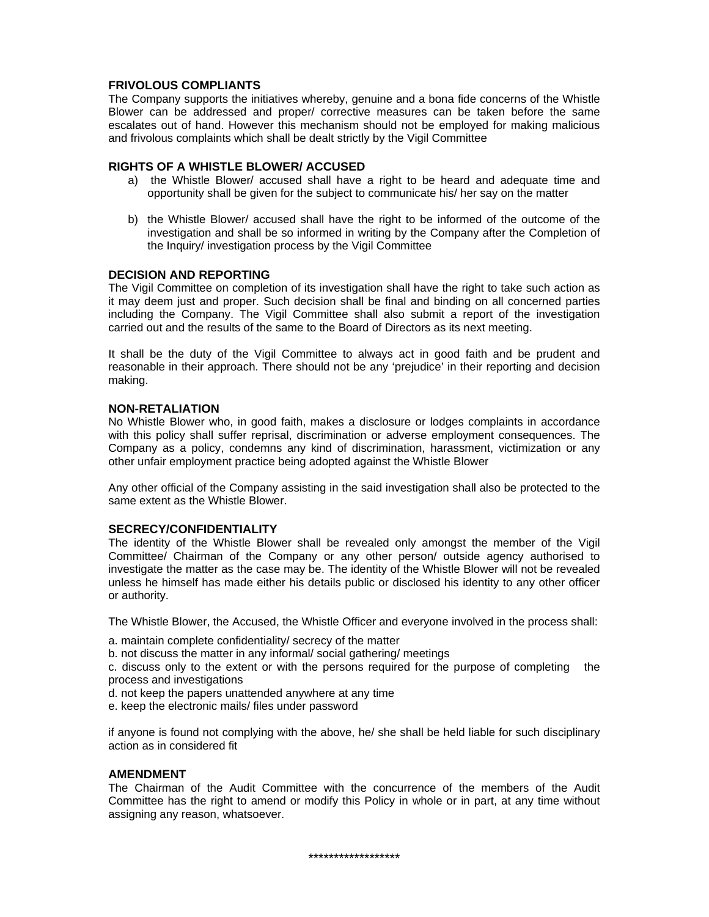**FRIVOLOUS COMPLIANTS**

The Company supports the initiatives whereby, genuine and a bona fide concerns of the Whistle Blower can be addressed and proper/ corrective measures can be taken before the same escalates out of hand. However this mechanism should not be employed for making malicious and frivolous complaints which shall be dealt strictly by the Vigil Committee

**RIGHTS OF A WHISTLE BLOWER/ ACCUSED**

a) the Whistle Blower/ accused shall have a right to be heard and adequate time and opportunity shall be given for the subject to communicate his/ her say on the matter

b) the Whistle Blower/ accused shall have the right to be informed of the outcome of the investigation and shall be so informed in writing by the Company after the Completion of the Inquiry/ investigation process by the Vigil Committee

**DECISION AND REPORTING**

The Vigil Committee on completion of its investigation shall have the right to take such action as it may deem just and proper. Such decision shall be final and binding on all concerned parties including the Company. The Vigil Committee shall also submit a report of the investigation carried out and the results of the same to the Board of Directors as its next meeting.

It shall be the duty of the Vigil Committee to always act in good faith and be prudent and reasonable in their approach. There should not be any 'prejudice' in their reporting and decision making.

**NON-RETALIATION**

No Whistle Blower who, in good faith, makes a disclosure or lodges complaints in accordance with this policy shall suffer reprisal, discrimination or adverse employment consequences. The Company as a policy, condemns any kind of discrimination, harassment, victimization or any other unfair employment practice being adopted against the Whistle Blower

Any other official of the Company assisting in the said investigation shall also be protected to the same extent as the Whistle Blower.

**SECRECY/CONFIDENTIALITY**

The identity of the Whistle Blower shall be revealed only amongst the member of the Vigil Committee/ Chairman of the Company or any other person/ outside agency authorised to investigate the matter as the case may be. The identity of the Whistle Blower will not be revealed unless he himself has made either his details public or disclosed his identity to any other officer or authority.

The Whistle Blower, the Accused, the Whistle Officer and everyone involved in the process shall:

a. maintain complete confidentiality/ secrecy of the matter
b. not discuss the matter in any informal/ social gathering/ meetings
c. discuss only to the extent or with the persons required for the purpose of completing the process and investigations
d. not keep the papers unattended anywhere at any time
e. keep the electronic mails/ files under password

if anyone is found not complying with the above, he/ she shall be held liable for such disciplinary action as in considered fit

**AMENDMENT**

The Chairman of the Audit Committee with the concurrence of the members of the Audit Committee has the right to amend or modify this Policy in whole or in part, at any time without assigning any reason, whatsoever.

******************